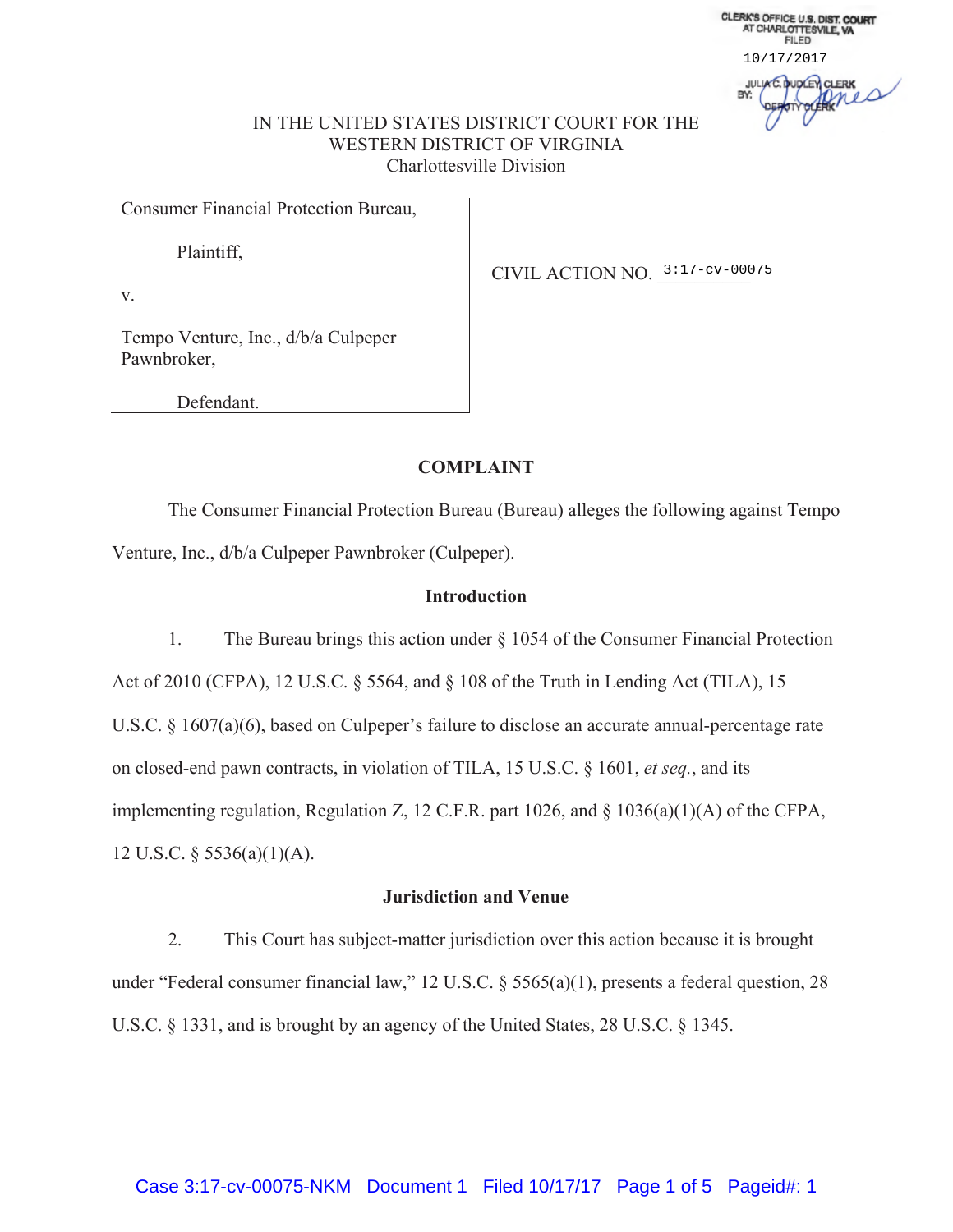CLERK'S OFFICE U.S. DIST. COURT
AT CHARLOTTESVILE, VA
FILED
10/17/2017
JULIA C. DUDLEY, CLERK
BY: DEPUTY CLERK

IN THE UNITED STATES DISTRICT COURT FOR THE
WESTERN DISTRICT OF VIRGINIA
Charlottesville Division

Consumer Financial Protection Bureau,

Plaintiff,

v.

Tempo Venture, Inc., d/b/a Culpeper Pawnbroker,

Defendant.

CIVIL ACTION NO. 3:17-cv-00075

## COMPLAINT

The Consumer Financial Protection Bureau (Bureau) alleges the following against Tempo Venture, Inc., d/b/a Culpeper Pawnbroker (Culpeper).

### Introduction

1. The Bureau brings this action under § 1054 of the Consumer Financial Protection Act of 2010 (CFPA), 12 U.S.C. § 5564, and § 108 of the Truth in Lending Act (TILA), 15 U.S.C. § 1607(a)(6), based on Culpeper's failure to disclose an accurate annual-percentage rate on closed-end pawn contracts, in violation of TILA, 15 U.S.C. § 1601, *et seq.*, and its implementing regulation, Regulation Z, 12 C.F.R. part 1026, and § 1036(a)(1)(A) of the CFPA, 12 U.S.C. § 5536(a)(1)(A).

### Jurisdiction and Venue

2. This Court has subject-matter jurisdiction over this action because it is brought under "Federal consumer financial law," 12 U.S.C. § 5565(a)(1), presents a federal question, 28 U.S.C. § 1331, and is brought by an agency of the United States, 28 U.S.C. § 1345.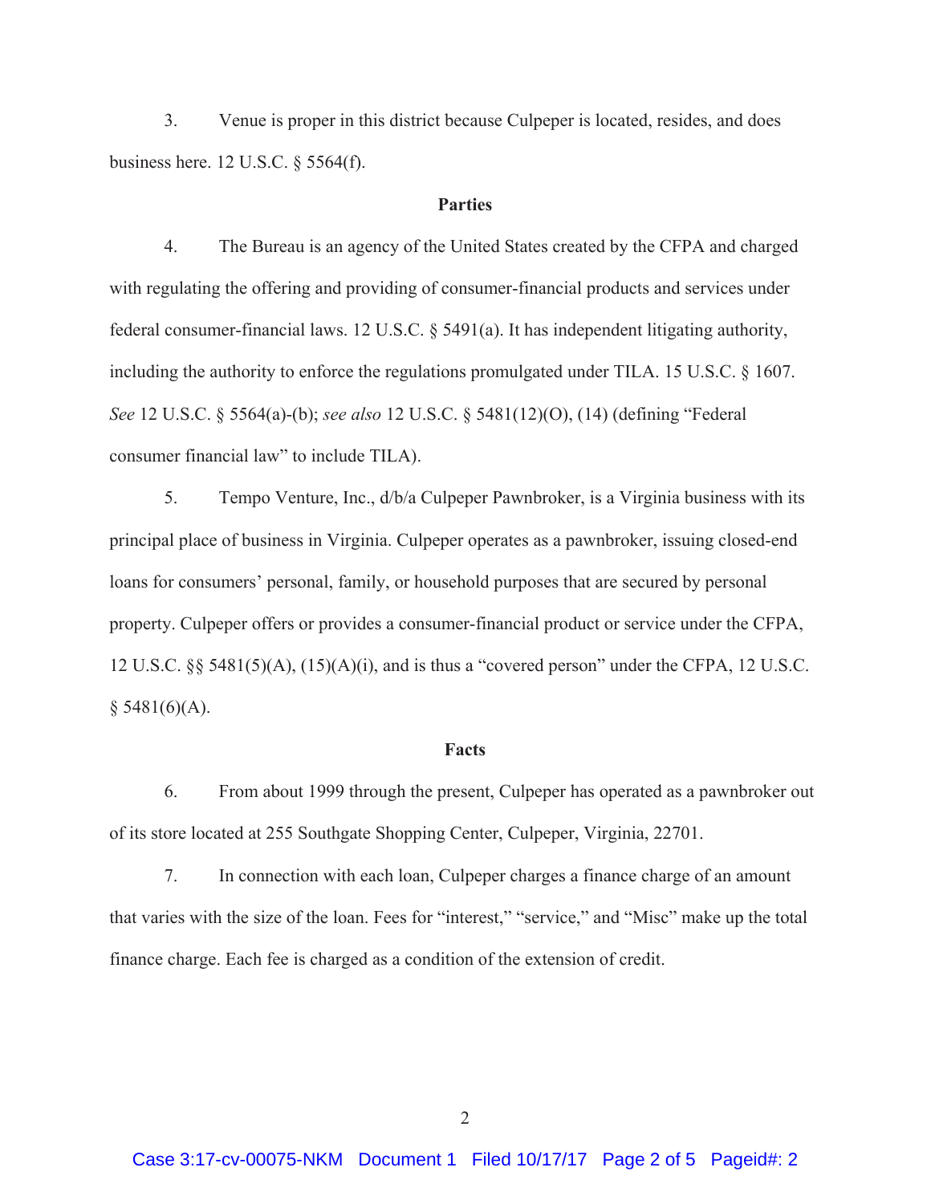3. Venue is proper in this district because Culpeper is located, resides, and does business here. 12 U.S.C. § 5564(f).

**Parties**

4. The Bureau is an agency of the United States created by the CFPA and charged with regulating the offering and providing of consumer-financial products and services under federal consumer-financial laws. 12 U.S.C. § 5491(a). It has independent litigating authority, including the authority to enforce the regulations promulgated under TILA. 15 U.S.C. § 1607. *See* 12 U.S.C. § 5564(a)-(b); *see also* 12 U.S.C. § 5481(12)(O), (14) (defining "Federal consumer financial law" to include TILA).

5. Tempo Venture, Inc., d/b/a Culpeper Pawnbroker, is a Virginia business with its principal place of business in Virginia. Culpeper operates as a pawnbroker, issuing closed-end loans for consumers' personal, family, or household purposes that are secured by personal property. Culpeper offers or provides a consumer-financial product or service under the CFPA, 12 U.S.C. §§ 5481(5)(A), (15)(A)(i), and is thus a "covered person" under the CFPA, 12 U.S.C. § 5481(6)(A).

**Facts**

6. From about 1999 through the present, Culpeper has operated as a pawnbroker out of its store located at 255 Southgate Shopping Center, Culpeper, Virginia, 22701.

7. In connection with each loan, Culpeper charges a finance charge of an amount that varies with the size of the loan. Fees for "interest," "service," and "Misc" make up the total finance charge. Each fee is charged as a condition of the extension of credit.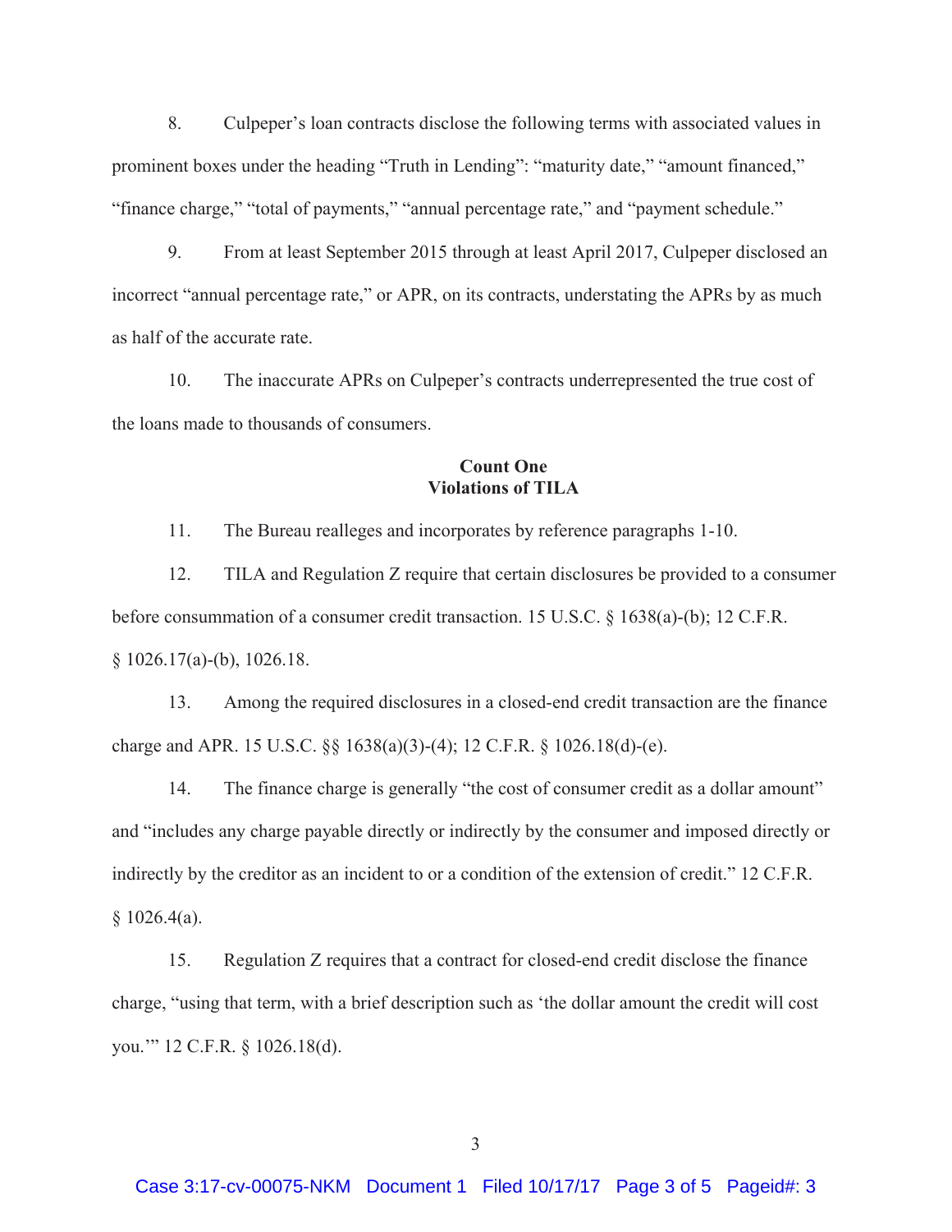8. Culpeper's loan contracts disclose the following terms with associated values in prominent boxes under the heading "Truth in Lending": "maturity date," "amount financed," "finance charge," "total of payments," "annual percentage rate," and "payment schedule."

9. From at least September 2015 through at least April 2017, Culpeper disclosed an incorrect "annual percentage rate," or APR, on its contracts, understating the APRs by as much as half of the accurate rate.

10. The inaccurate APRs on Culpeper's contracts underrepresented the true cost of the loans made to thousands of consumers.

**Count One**
**Violations of TILA**

11. The Bureau realleges and incorporates by reference paragraphs 1-10.

12. TILA and Regulation Z require that certain disclosures be provided to a consumer before consummation of a consumer credit transaction. 15 U.S.C. § 1638(a)-(b); 12 C.F.R. § 1026.17(a)-(b), 1026.18.

13. Among the required disclosures in a closed-end credit transaction are the finance charge and APR. 15 U.S.C. §§ 1638(a)(3)-(4); 12 C.F.R. § 1026.18(d)-(e).

14. The finance charge is generally "the cost of consumer credit as a dollar amount" and "includes any charge payable directly or indirectly by the consumer and imposed directly or indirectly by the creditor as an incident to or a condition of the extension of credit." 12 C.F.R. § 1026.4(a).

15. Regulation Z requires that a contract for closed-end credit disclose the finance charge, "using that term, with a brief description such as 'the dollar amount the credit will cost you.'" 12 C.F.R. § 1026.18(d).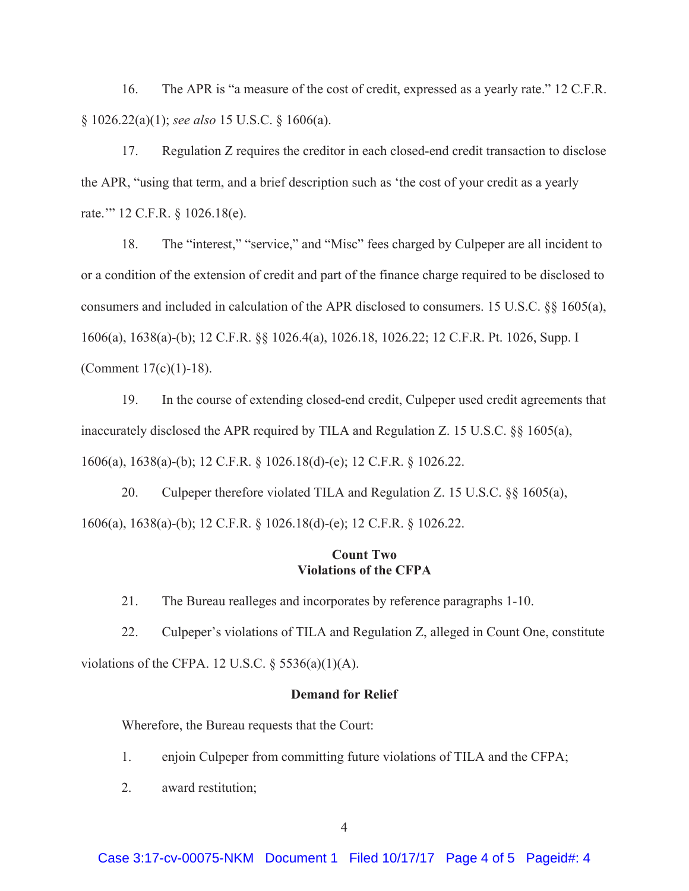16. The APR is "a measure of the cost of credit, expressed as a yearly rate." 12 C.F.R. § 1026.22(a)(1); *see also* 15 U.S.C. § 1606(a).

17. Regulation Z requires the creditor in each closed-end credit transaction to disclose the APR, "using that term, and a brief description such as 'the cost of your credit as a yearly rate.'" 12 C.F.R. § 1026.18(e).

18. The "interest," "service," and "Misc" fees charged by Culpeper are all incident to or a condition of the extension of credit and part of the finance charge required to be disclosed to consumers and included in calculation of the APR disclosed to consumers. 15 U.S.C. §§ 1605(a), 1606(a), 1638(a)-(b); 12 C.F.R. §§ 1026.4(a), 1026.18, 1026.22; 12 C.F.R. Pt. 1026, Supp. I (Comment 17(c)(1)-18).

19. In the course of extending closed-end credit, Culpeper used credit agreements that inaccurately disclosed the APR required by TILA and Regulation Z. 15 U.S.C. §§ 1605(a), 1606(a), 1638(a)-(b); 12 C.F.R. § 1026.18(d)-(e); 12 C.F.R. § 1026.22.

20. Culpeper therefore violated TILA and Regulation Z. 15 U.S.C. §§ 1605(a), 1606(a), 1638(a)-(b); 12 C.F.R. § 1026.18(d)-(e); 12 C.F.R. § 1026.22.

**Count Two**
**Violations of the CFPA**

21. The Bureau realleges and incorporates by reference paragraphs 1-10.

22. Culpeper's violations of TILA and Regulation Z, alleged in Count One, constitute violations of the CFPA. 12 U.S.C. § 5536(a)(1)(A).

**Demand for Relief**

Wherefore, the Bureau requests that the Court:

1. enjoin Culpeper from committing future violations of TILA and the CFPA;

2. award restitution;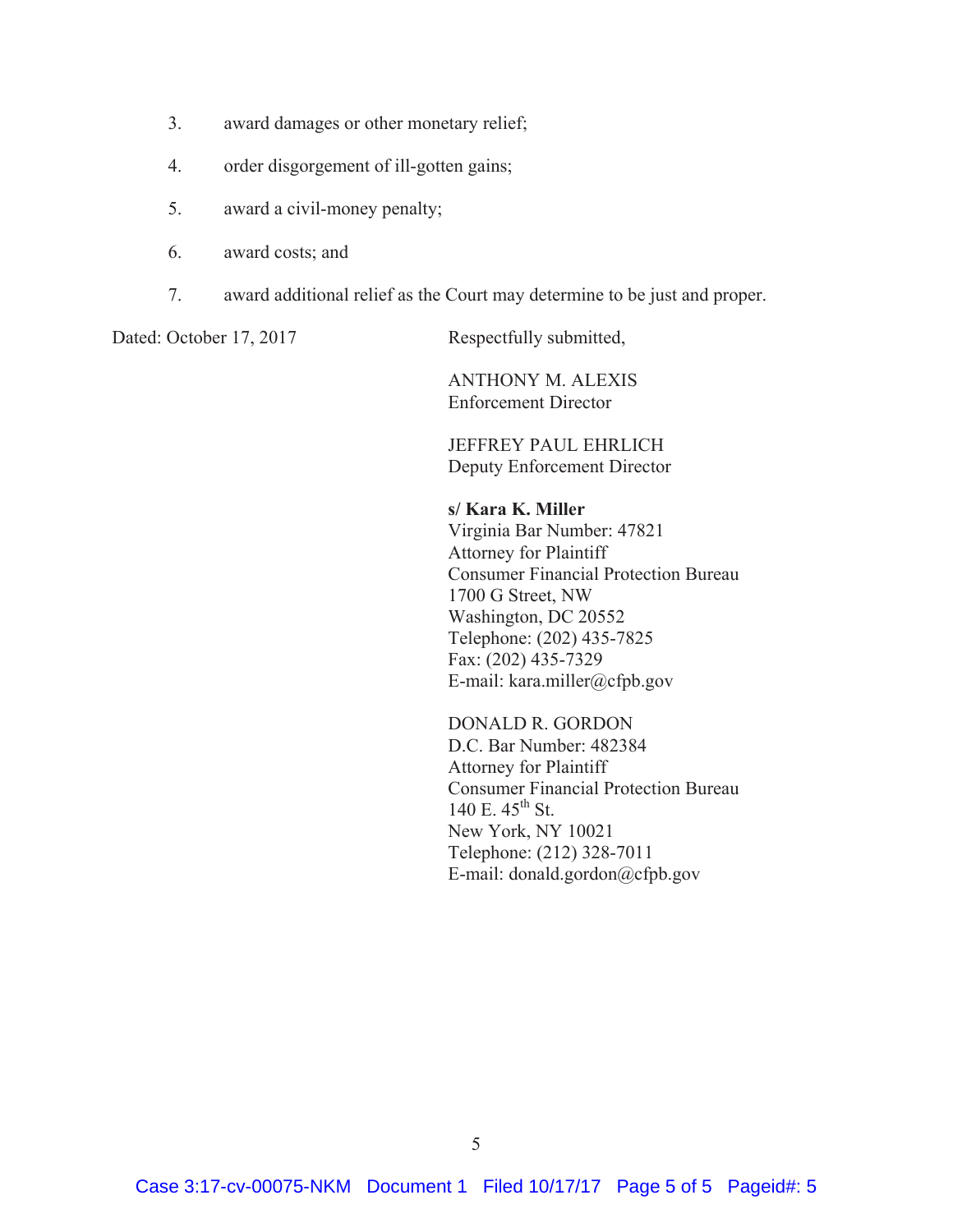3. award damages or other monetary relief;

4. order disgorgement of ill-gotten gains;

5. award a civil-money penalty;

6. award costs; and

7. award additional relief as the Court may determine to be just and proper.

Dated: October 17, 2017

Respectfully submitted,

ANTHONY M. ALEXIS
Enforcement Director

JEFFREY PAUL EHRLICH
Deputy Enforcement Director

**s/ Kara K. Miller**
Virginia Bar Number: 47821
Attorney for Plaintiff
Consumer Financial Protection Bureau
1700 G Street, NW
Washington, DC 20552
Telephone: (202) 435-7825
Fax: (202) 435-7329
E-mail: kara.miller@cfpb.gov

DONALD R. GORDON
D.C. Bar Number: 482384
Attorney for Plaintiff
Consumer Financial Protection Bureau
140 E. 45th St.
New York, NY 10021
Telephone: (212) 328-7011
E-mail: donald.gordon@cfpb.gov